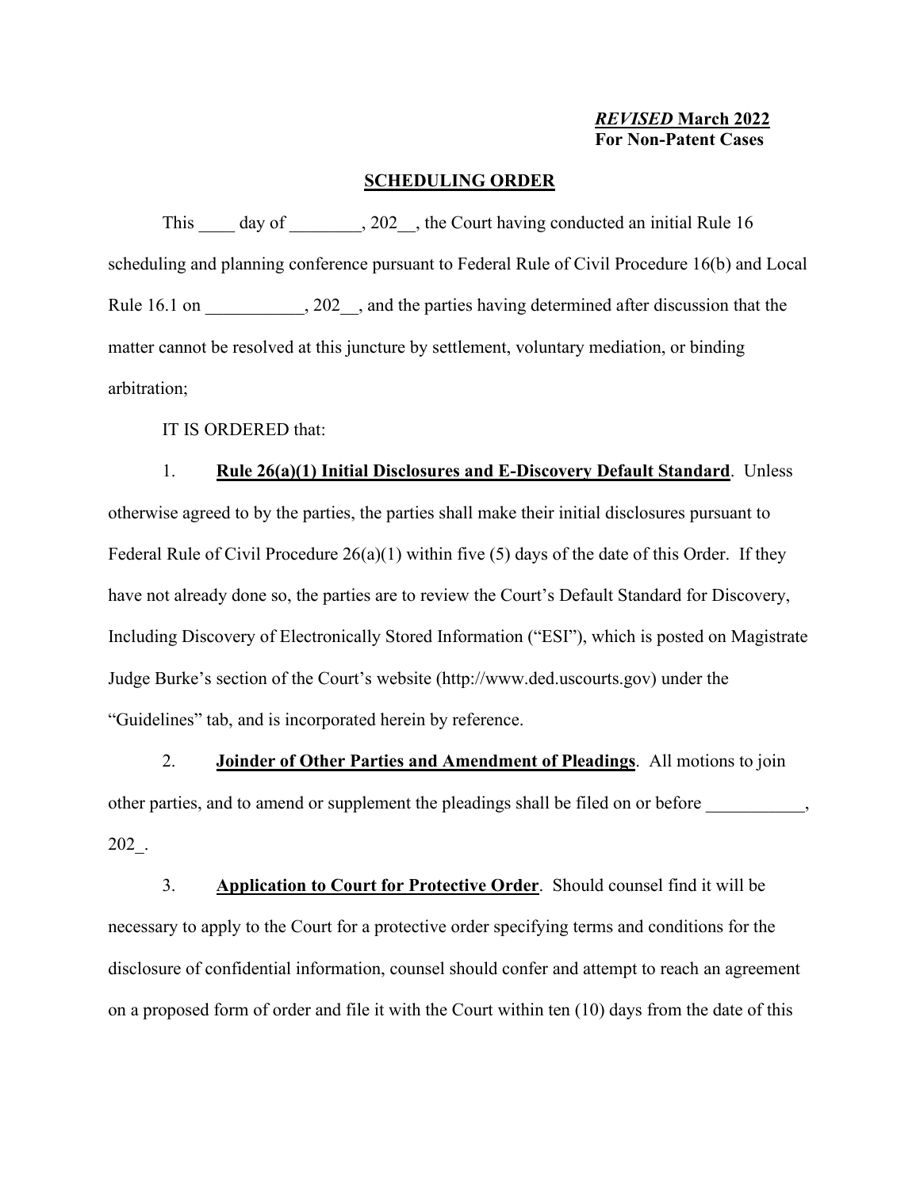*REVISED* **March 2022**
**For Non-Patent Cases**

**SCHEDULING ORDER**

This ____ day of ________, 202__, the Court having conducted an initial Rule 16 scheduling and planning conference pursuant to Federal Rule of Civil Procedure 16(b) and Local Rule 16.1 on ___________, 202__, and the parties having determined after discussion that the matter cannot be resolved at this juncture by settlement, voluntary mediation, or binding arbitration;

IT IS ORDERED that:

1. **Rule 26(a)(1) Initial Disclosures and E-Discovery Default Standard**. Unless otherwise agreed to by the parties, the parties shall make their initial disclosures pursuant to Federal Rule of Civil Procedure 26(a)(1) within five (5) days of the date of this Order. If they have not already done so, the parties are to review the Court's Default Standard for Discovery, Including Discovery of Electronically Stored Information ("ESI"), which is posted on Magistrate Judge Burke's section of the Court's website (http://www.ded.uscourts.gov) under the "Guidelines" tab, and is incorporated herein by reference.

2. **Joinder of Other Parties and Amendment of Pleadings**. All motions to join other parties, and to amend or supplement the pleadings shall be filed on or before ___________, 202_.

3. **Application to Court for Protective Order**. Should counsel find it will be necessary to apply to the Court for a protective order specifying terms and conditions for the disclosure of confidential information, counsel should confer and attempt to reach an agreement on a proposed form of order and file it with the Court within ten (10) days from the date of this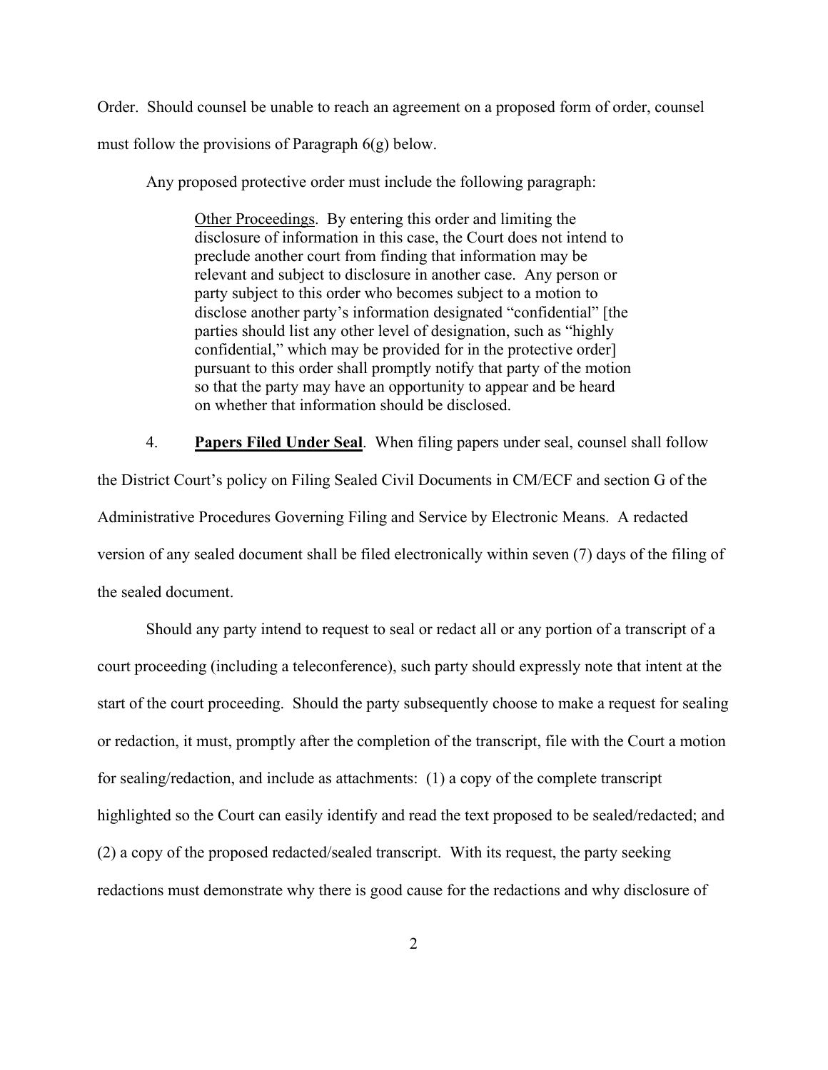Order. Should counsel be unable to reach an agreement on a proposed form of order, counsel must follow the provisions of Paragraph 6(g) below.

Any proposed protective order must include the following paragraph:

> Other Proceedings. By entering this order and limiting the disclosure of information in this case, the Court does not intend to preclude another court from finding that information may be relevant and subject to disclosure in another case. Any person or party subject to this order who becomes subject to a motion to disclose another party's information designated "confidential" [the parties should list any other level of designation, such as "highly confidential," which may be provided for in the protective order] pursuant to this order shall promptly notify that party of the motion so that the party may have an opportunity to appear and be heard on whether that information should be disclosed.

4. **Papers Filed Under Seal**. When filing papers under seal, counsel shall follow the District Court's policy on Filing Sealed Civil Documents in CM/ECF and section G of the Administrative Procedures Governing Filing and Service by Electronic Means. A redacted version of any sealed document shall be filed electronically within seven (7) days of the filing of the sealed document.

Should any party intend to request to seal or redact all or any portion of a transcript of a court proceeding (including a teleconference), such party should expressly note that intent at the start of the court proceeding. Should the party subsequently choose to make a request for sealing or redaction, it must, promptly after the completion of the transcript, file with the Court a motion for sealing/redaction, and include as attachments: (1) a copy of the complete transcript highlighted so the Court can easily identify and read the text proposed to be sealed/redacted; and (2) a copy of the proposed redacted/sealed transcript. With its request, the party seeking redactions must demonstrate why there is good cause for the redactions and why disclosure of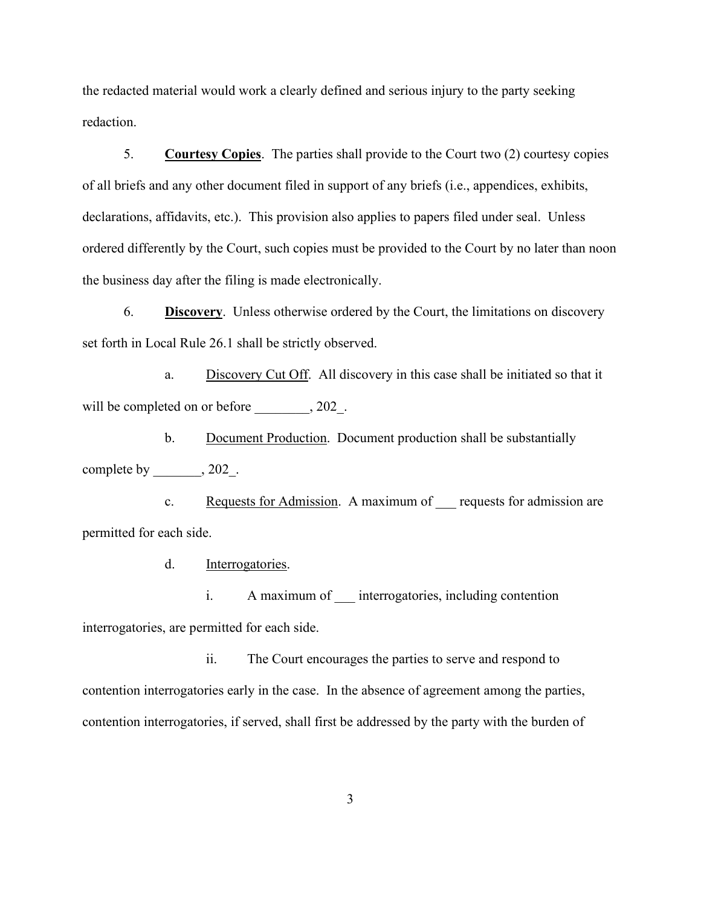the redacted material would work a clearly defined and serious injury to the party seeking redaction.

5. **Courtesy Copies**. The parties shall provide to the Court two (2) courtesy copies of all briefs and any other document filed in support of any briefs (i.e., appendices, exhibits, declarations, affidavits, etc.). This provision also applies to papers filed under seal. Unless ordered differently by the Court, such copies must be provided to the Court by no later than noon the business day after the filing is made electronically.

6. **Discovery**. Unless otherwise ordered by the Court, the limitations on discovery set forth in Local Rule 26.1 shall be strictly observed.

a. Discovery Cut Off. All discovery in this case shall be initiated so that it will be completed on or before ________, 202_.

b. Document Production. Document production shall be substantially complete by _______, 202_.

c. Requests for Admission. A maximum of ___ requests for admission are permitted for each side.

d. Interrogatories.

i. A maximum of ___ interrogatories, including contention interrogatories, are permitted for each side.

ii. The Court encourages the parties to serve and respond to contention interrogatories early in the case. In the absence of agreement among the parties, contention interrogatories, if served, shall first be addressed by the party with the burden of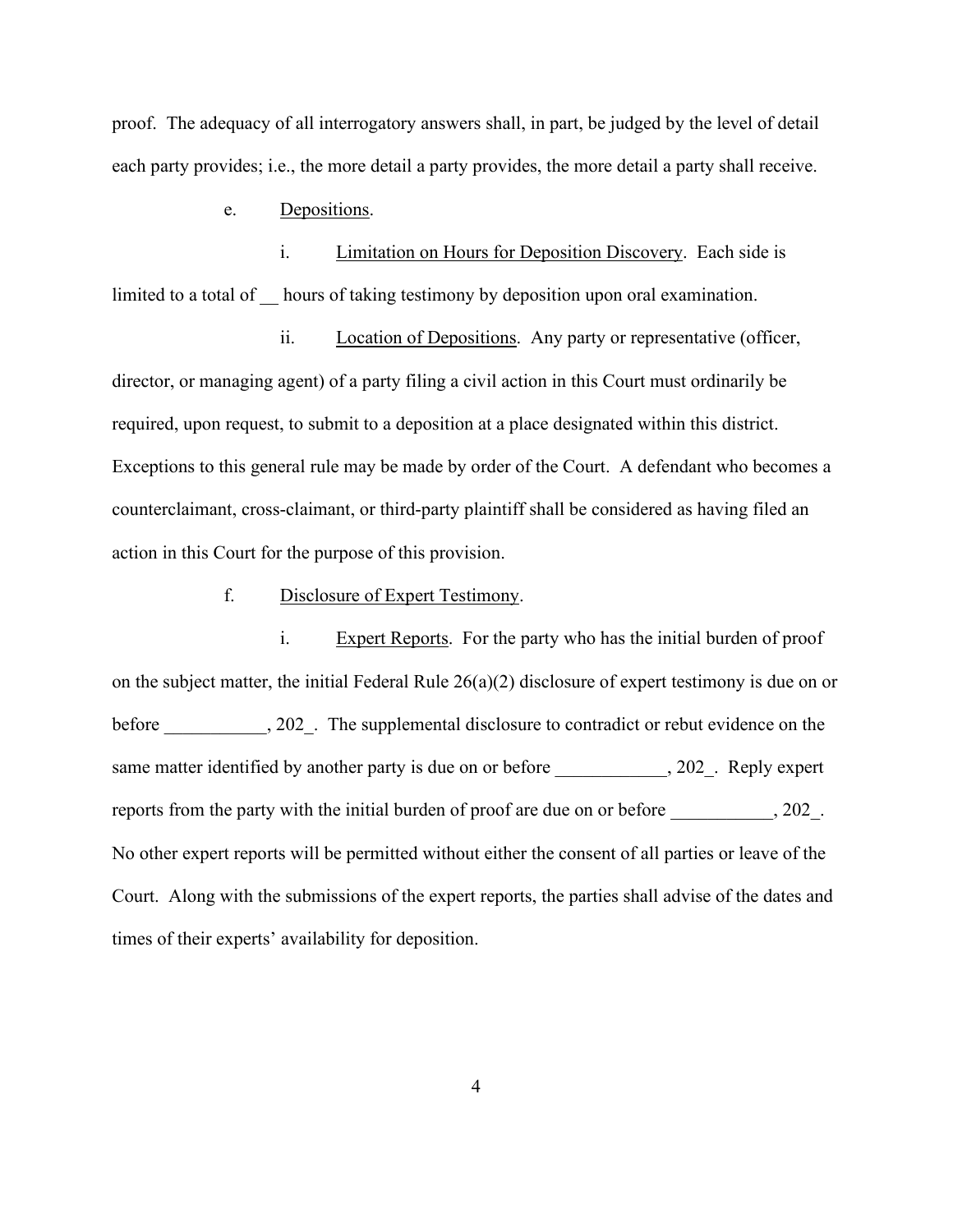proof. The adequacy of all interrogatory answers shall, in part, be judged by the level of detail each party provides; i.e., the more detail a party provides, the more detail a party shall receive.

e. Depositions.

i. Limitation on Hours for Deposition Discovery. Each side is limited to a total of __ hours of taking testimony by deposition upon oral examination.

ii. Location of Depositions. Any party or representative (officer, director, or managing agent) of a party filing a civil action in this Court must ordinarily be required, upon request, to submit to a deposition at a place designated within this district. Exceptions to this general rule may be made by order of the Court. A defendant who becomes a counterclaimant, cross-claimant, or third-party plaintiff shall be considered as having filed an action in this Court for the purpose of this provision.

f. Disclosure of Expert Testimony.

i. Expert Reports. For the party who has the initial burden of proof on the subject matter, the initial Federal Rule 26(a)(2) disclosure of expert testimony is due on or before ___________, 202_. The supplemental disclosure to contradict or rebut evidence on the same matter identified by another party is due on or before ____________, 202_. Reply expert reports from the party with the initial burden of proof are due on or before ___________, 202_. No other expert reports will be permitted without either the consent of all parties or leave of the Court. Along with the submissions of the expert reports, the parties shall advise of the dates and times of their experts' availability for deposition.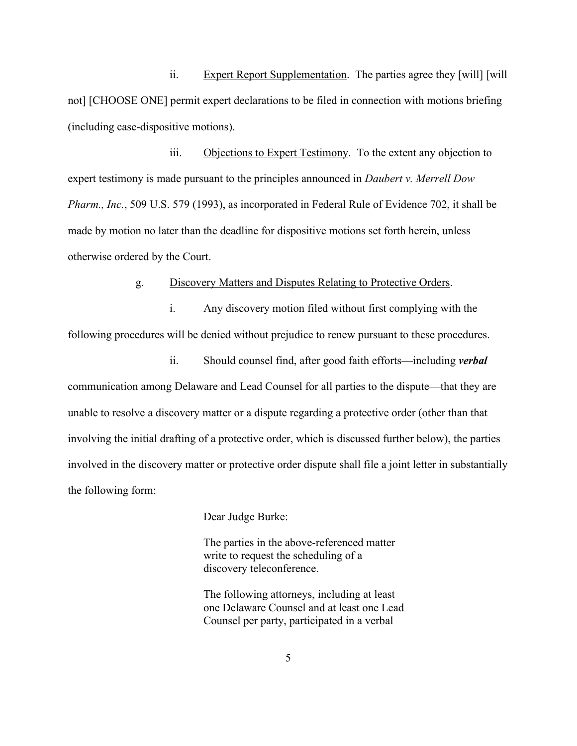ii. <u>Expert Report Supplementation</u>. The parties agree they [will] [will not] [CHOOSE ONE] permit expert declarations to be filed in connection with motions briefing (including case-dispositive motions).

iii. <u>Objections to Expert Testimony</u>. To the extent any objection to expert testimony is made pursuant to the principles announced in *Daubert v. Merrell Dow Pharm., Inc.*, 509 U.S. 579 (1993), as incorporated in Federal Rule of Evidence 702, it shall be made by motion no later than the deadline for dispositive motions set forth herein, unless otherwise ordered by the Court.

g. <u>Discovery Matters and Disputes Relating to Protective Orders</u>.

i. Any discovery motion filed without first complying with the following procedures will be denied without prejudice to renew pursuant to these procedures.

ii. Should counsel find, after good faith efforts—including ***verbal*** communication among Delaware and Lead Counsel for all parties to the dispute—that they are unable to resolve a discovery matter or a dispute regarding a protective order (other than that involving the initial drafting of a protective order, which is discussed further below), the parties involved in the discovery matter or protective order dispute shall file a joint letter in substantially the following form:

> Dear Judge Burke:
>
> The parties in the above-referenced matter write to request the scheduling of a discovery teleconference.
>
> The following attorneys, including at least one Delaware Counsel and at least one Lead Counsel per party, participated in a verbal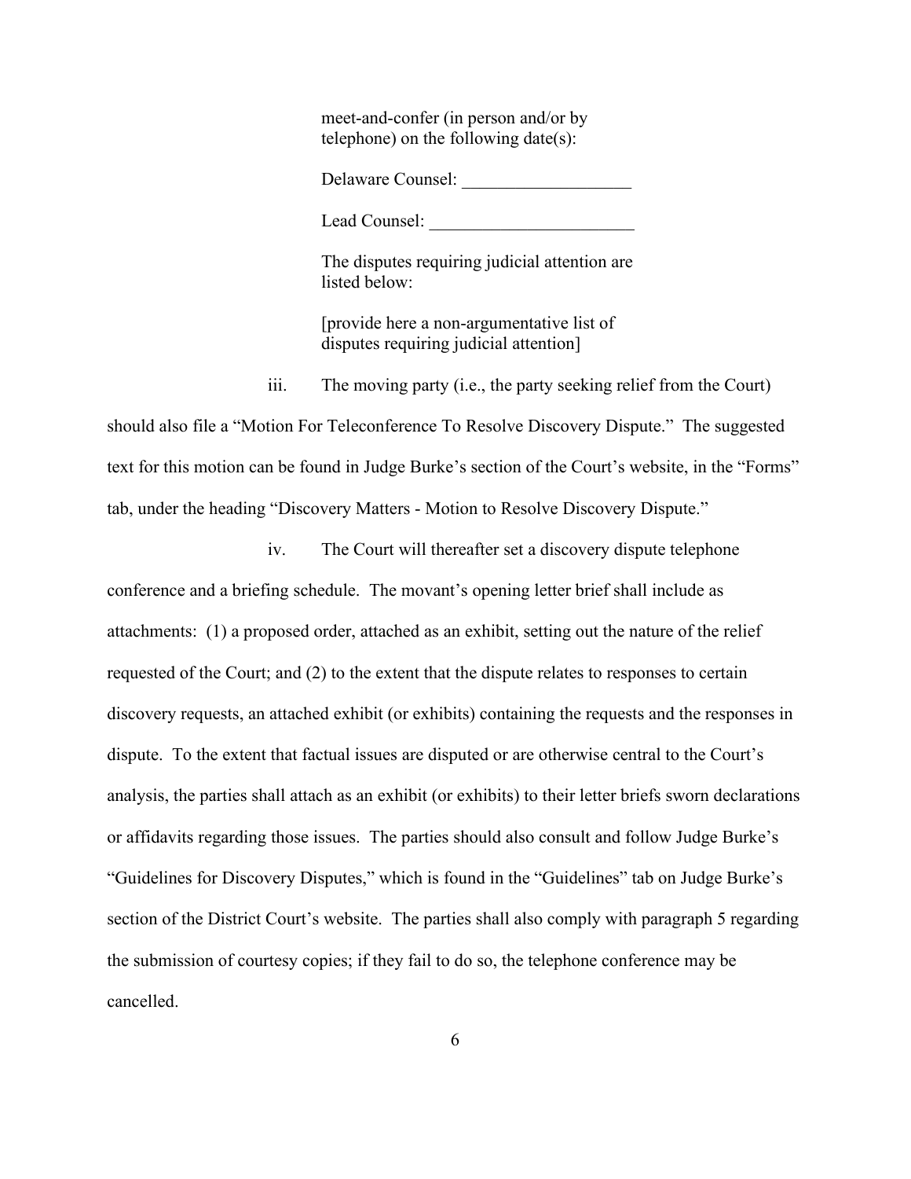> meet-and-confer (in person and/or by telephone) on the following date(s):
>
> Delaware Counsel: ___________________
>
> Lead Counsel: _______________________
>
> The disputes requiring judicial attention are listed below:
>
> [provide here a non-argumentative list of disputes requiring judicial attention]

iii. The moving party (i.e., the party seeking relief from the Court) should also file a "Motion For Teleconference To Resolve Discovery Dispute." The suggested text for this motion can be found in Judge Burke's section of the Court's website, in the "Forms" tab, under the heading "Discovery Matters - Motion to Resolve Discovery Dispute."

iv. The Court will thereafter set a discovery dispute telephone conference and a briefing schedule. The movant's opening letter brief shall include as attachments: (1) a proposed order, attached as an exhibit, setting out the nature of the relief requested of the Court; and (2) to the extent that the dispute relates to responses to certain discovery requests, an attached exhibit (or exhibits) containing the requests and the responses in dispute. To the extent that factual issues are disputed or are otherwise central to the Court's analysis, the parties shall attach as an exhibit (or exhibits) to their letter briefs sworn declarations or affidavits regarding those issues. The parties should also consult and follow Judge Burke's "Guidelines for Discovery Disputes," which is found in the "Guidelines" tab on Judge Burke's section of the District Court's website. The parties shall also comply with paragraph 5 regarding the submission of courtesy copies; if they fail to do so, the telephone conference may be cancelled.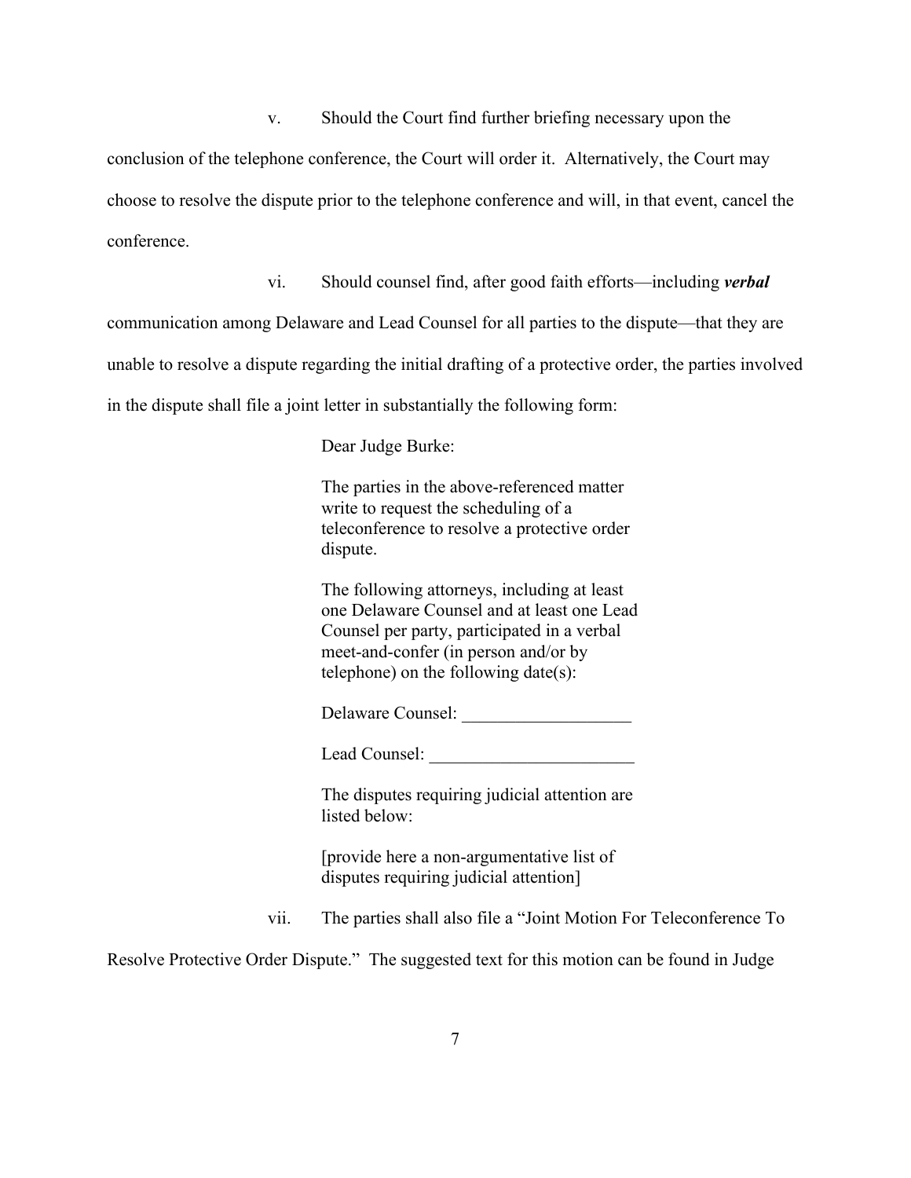v. Should the Court find further briefing necessary upon the conclusion of the telephone conference, the Court will order it. Alternatively, the Court may choose to resolve the dispute prior to the telephone conference and will, in that event, cancel the conference.

vi. Should counsel find, after good faith efforts—including ***verbal*** communication among Delaware and Lead Counsel for all parties to the dispute—that they are unable to resolve a dispute regarding the initial drafting of a protective order, the parties involved in the dispute shall file a joint letter in substantially the following form:

> Dear Judge Burke:
>
> The parties in the above-referenced matter write to request the scheduling of a teleconference to resolve a protective order dispute.
>
> The following attorneys, including at least one Delaware Counsel and at least one Lead Counsel per party, participated in a verbal meet-and-confer (in person and/or by telephone) on the following date(s):
>
> Delaware Counsel: ___________________
>
> Lead Counsel: _______________________
>
> The disputes requiring judicial attention are listed below:
>
> [provide here a non-argumentative list of disputes requiring judicial attention]

vii. The parties shall also file a "Joint Motion For Teleconference To Resolve Protective Order Dispute." The suggested text for this motion can be found in Judge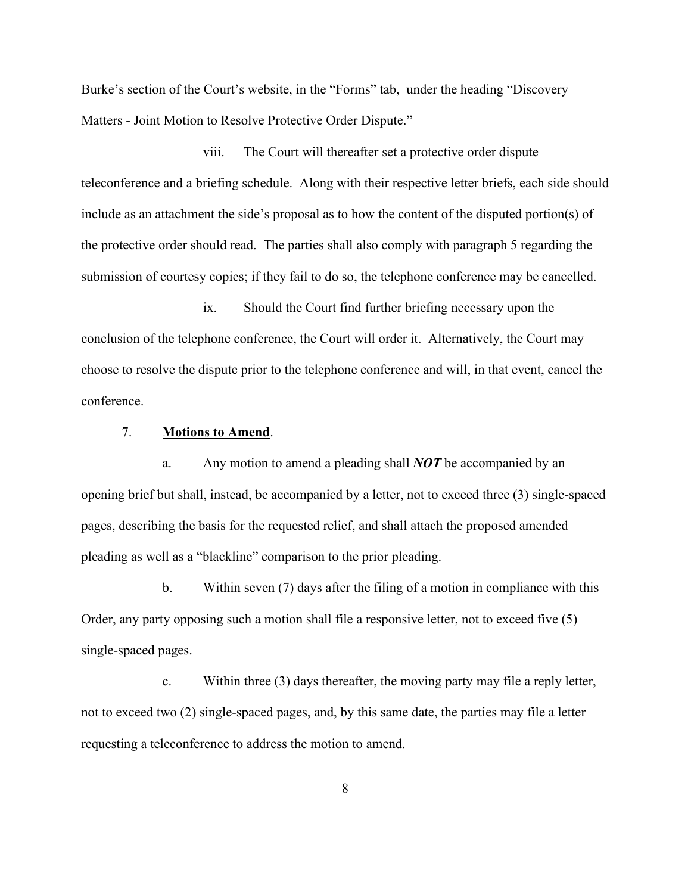Burke's section of the Court's website, in the "Forms" tab, under the heading "Discovery Matters - Joint Motion to Resolve Protective Order Dispute."

viii. The Court will thereafter set a protective order dispute teleconference and a briefing schedule. Along with their respective letter briefs, each side should include as an attachment the side's proposal as to how the content of the disputed portion(s) of the protective order should read. The parties shall also comply with paragraph 5 regarding the submission of courtesy copies; if they fail to do so, the telephone conference may be cancelled.

ix. Should the Court find further briefing necessary upon the conclusion of the telephone conference, the Court will order it. Alternatively, the Court may choose to resolve the dispute prior to the telephone conference and will, in that event, cancel the conference.

7. **Motions to Amend**.

a. Any motion to amend a pleading shall ***NOT*** be accompanied by an opening brief but shall, instead, be accompanied by a letter, not to exceed three (3) single-spaced pages, describing the basis for the requested relief, and shall attach the proposed amended pleading as well as a "blackline" comparison to the prior pleading.

b. Within seven (7) days after the filing of a motion in compliance with this Order, any party opposing such a motion shall file a responsive letter, not to exceed five (5) single-spaced pages.

c. Within three (3) days thereafter, the moving party may file a reply letter, not to exceed two (2) single-spaced pages, and, by this same date, the parties may file a letter requesting a teleconference to address the motion to amend.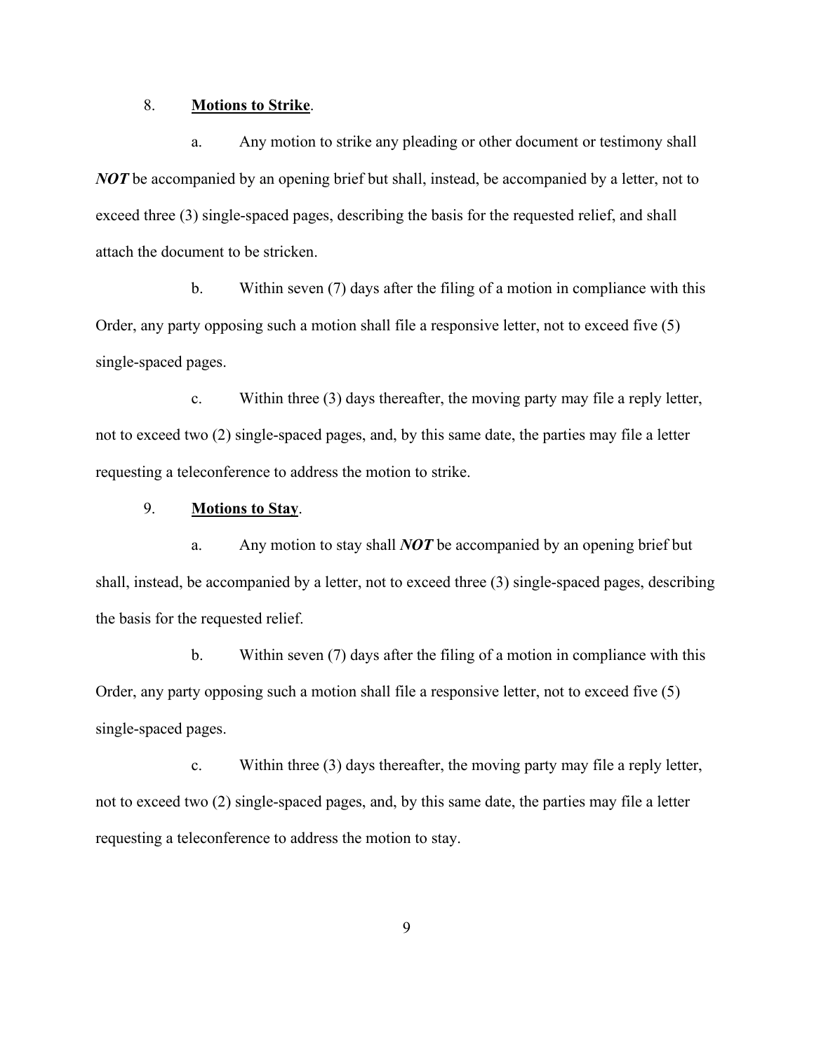8. **Motions to Strike**.

a. Any motion to strike any pleading or other document or testimony shall ***NOT*** be accompanied by an opening brief but shall, instead, be accompanied by a letter, not to exceed three (3) single-spaced pages, describing the basis for the requested relief, and shall attach the document to be stricken.

b. Within seven (7) days after the filing of a motion in compliance with this Order, any party opposing such a motion shall file a responsive letter, not to exceed five (5) single-spaced pages.

c. Within three (3) days thereafter, the moving party may file a reply letter, not to exceed two (2) single-spaced pages, and, by this same date, the parties may file a letter requesting a teleconference to address the motion to strike.

9. **Motions to Stay**.

a. Any motion to stay shall ***NOT*** be accompanied by an opening brief but shall, instead, be accompanied by a letter, not to exceed three (3) single-spaced pages, describing the basis for the requested relief.

b. Within seven (7) days after the filing of a motion in compliance with this Order, any party opposing such a motion shall file a responsive letter, not to exceed five (5) single-spaced pages.

c. Within three (3) days thereafter, the moving party may file a reply letter, not to exceed two (2) single-spaced pages, and, by this same date, the parties may file a letter requesting a teleconference to address the motion to stay.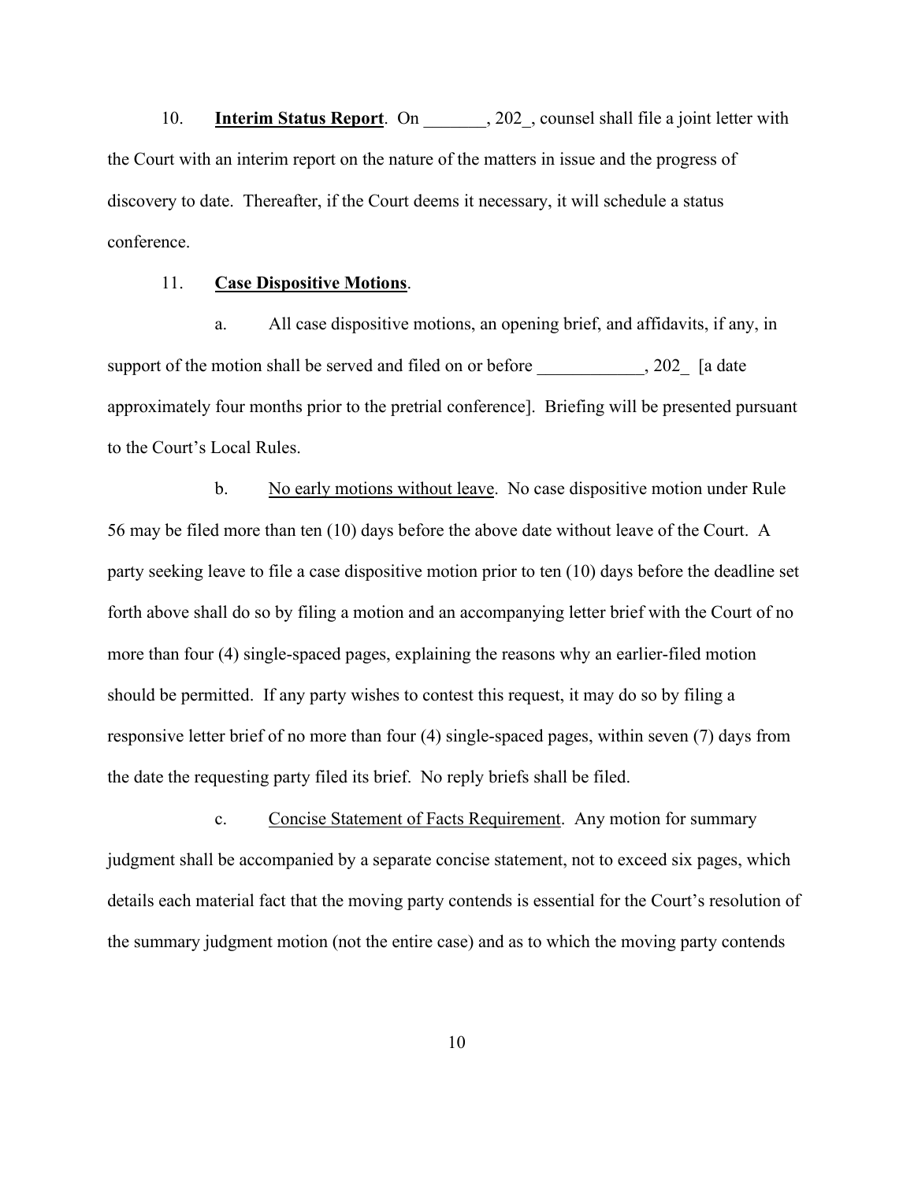10. **Interim Status Report**. On _______, 202_, counsel shall file a joint letter with the Court with an interim report on the nature of the matters in issue and the progress of discovery to date. Thereafter, if the Court deems it necessary, it will schedule a status conference.

11. **Case Dispositive Motions**.

a. All case dispositive motions, an opening brief, and affidavits, if any, in support of the motion shall be served and filed on or before ____________, 202_ [a date approximately four months prior to the pretrial conference]. Briefing will be presented pursuant to the Court's Local Rules.

b. No early motions without leave. No case dispositive motion under Rule 56 may be filed more than ten (10) days before the above date without leave of the Court. A party seeking leave to file a case dispositive motion prior to ten (10) days before the deadline set forth above shall do so by filing a motion and an accompanying letter brief with the Court of no more than four (4) single-spaced pages, explaining the reasons why an earlier-filed motion should be permitted. If any party wishes to contest this request, it may do so by filing a responsive letter brief of no more than four (4) single-spaced pages, within seven (7) days from the date the requesting party filed its brief. No reply briefs shall be filed.

c. Concise Statement of Facts Requirement. Any motion for summary judgment shall be accompanied by a separate concise statement, not to exceed six pages, which details each material fact that the moving party contends is essential for the Court's resolution of the summary judgment motion (not the entire case) and as to which the moving party contends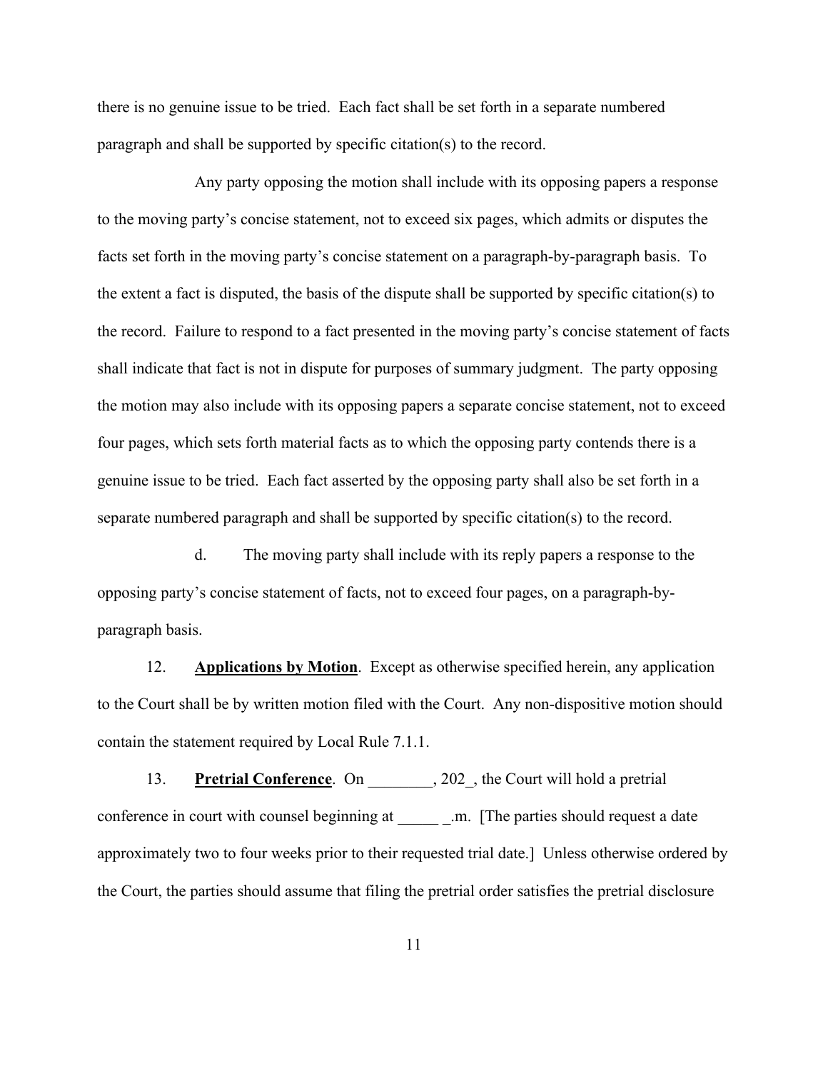there is no genuine issue to be tried. Each fact shall be set forth in a separate numbered paragraph and shall be supported by specific citation(s) to the record.

Any party opposing the motion shall include with its opposing papers a response to the moving party's concise statement, not to exceed six pages, which admits or disputes the facts set forth in the moving party's concise statement on a paragraph-by-paragraph basis. To the extent a fact is disputed, the basis of the dispute shall be supported by specific citation(s) to the record. Failure to respond to a fact presented in the moving party's concise statement of facts shall indicate that fact is not in dispute for purposes of summary judgment. The party opposing the motion may also include with its opposing papers a separate concise statement, not to exceed four pages, which sets forth material facts as to which the opposing party contends there is a genuine issue to be tried. Each fact asserted by the opposing party shall also be set forth in a separate numbered paragraph and shall be supported by specific citation(s) to the record.

d. The moving party shall include with its reply papers a response to the opposing party's concise statement of facts, not to exceed four pages, on a paragraph-by-paragraph basis.

12. **Applications by Motion**. Except as otherwise specified herein, any application to the Court shall be by written motion filed with the Court. Any non-dispositive motion should contain the statement required by Local Rule 7.1.1.

13. **Pretrial Conference**. On ________, 202_, the Court will hold a pretrial conference in court with counsel beginning at _____ _.m. [The parties should request a date approximately two to four weeks prior to their requested trial date.] Unless otherwise ordered by the Court, the parties should assume that filing the pretrial order satisfies the pretrial disclosure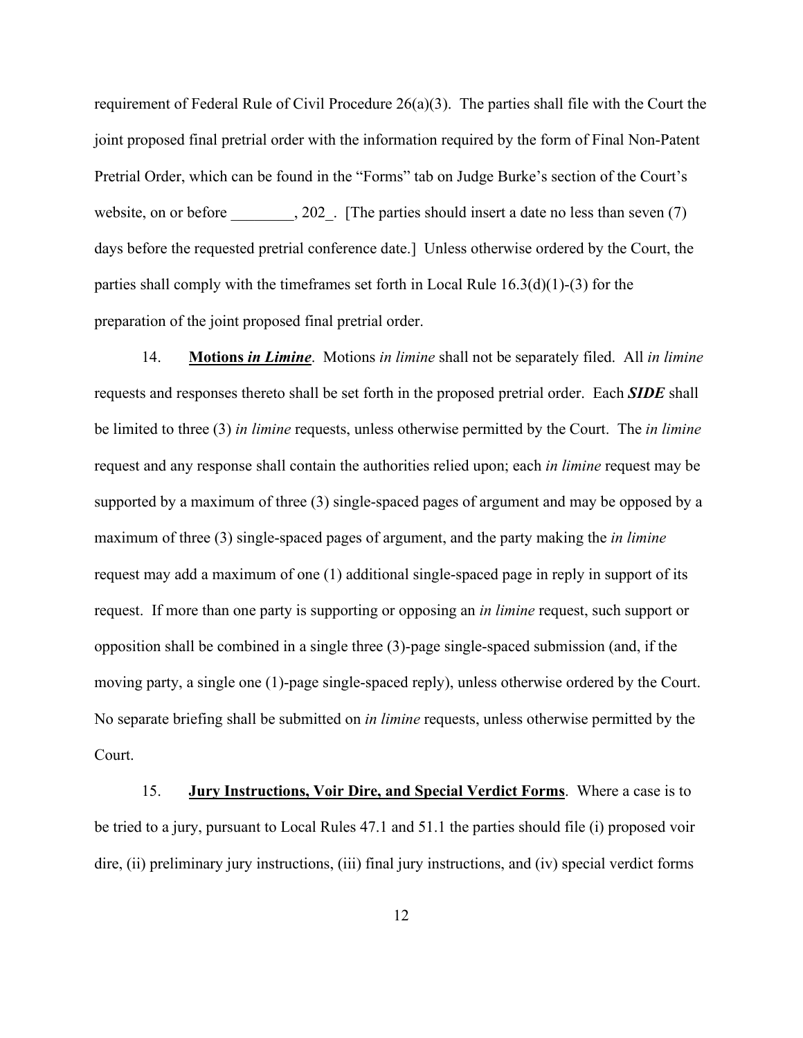requirement of Federal Rule of Civil Procedure 26(a)(3). The parties shall file with the Court the joint proposed final pretrial order with the information required by the form of Final Non-Patent Pretrial Order, which can be found in the "Forms" tab on Judge Burke's section of the Court's website, on or before ________, 202_. [The parties should insert a date no less than seven (7) days before the requested pretrial conference date.] Unless otherwise ordered by the Court, the parties shall comply with the timeframes set forth in Local Rule 16.3(d)(1)-(3) for the preparation of the joint proposed final pretrial order.

14. **Motions *in Limine***. Motions *in limine* shall not be separately filed. All *in limine* requests and responses thereto shall be set forth in the proposed pretrial order. Each ***SIDE*** shall be limited to three (3) *in limine* requests, unless otherwise permitted by the Court. The *in limine* request and any response shall contain the authorities relied upon; each *in limine* request may be supported by a maximum of three (3) single-spaced pages of argument and may be opposed by a maximum of three (3) single-spaced pages of argument, and the party making the *in limine* request may add a maximum of one (1) additional single-spaced page in reply in support of its request. If more than one party is supporting or opposing an *in limine* request, such support or opposition shall be combined in a single three (3)-page single-spaced submission (and, if the moving party, a single one (1)-page single-spaced reply), unless otherwise ordered by the Court. No separate briefing shall be submitted on *in limine* requests, unless otherwise permitted by the Court.

15. **Jury Instructions, Voir Dire, and Special Verdict Forms**. Where a case is to be tried to a jury, pursuant to Local Rules 47.1 and 51.1 the parties should file (i) proposed voir dire, (ii) preliminary jury instructions, (iii) final jury instructions, and (iv) special verdict forms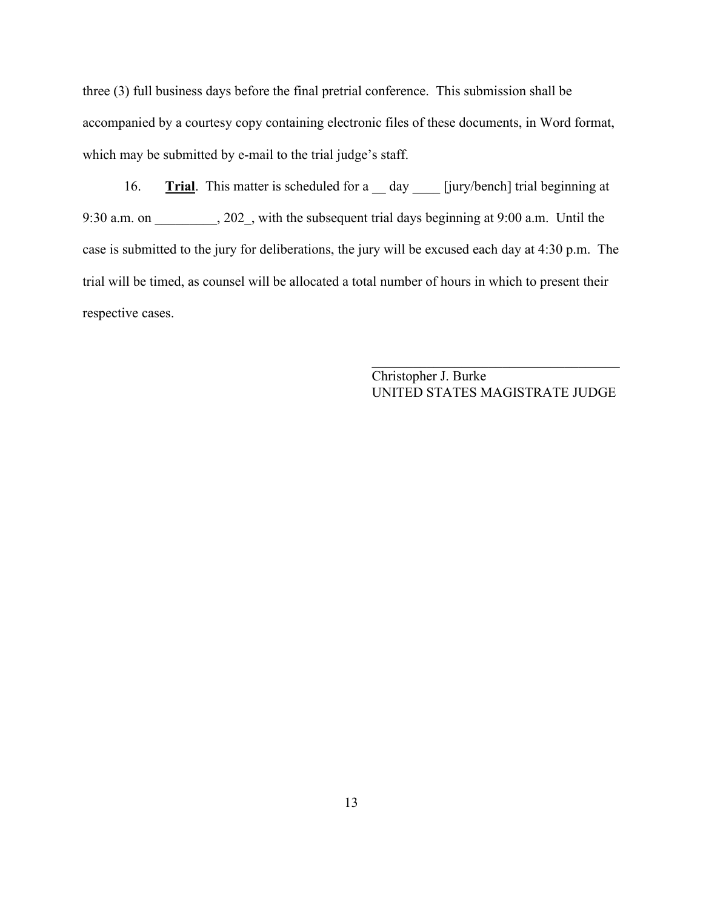three (3) full business days before the final pretrial conference. This submission shall be accompanied by a courtesy copy containing electronic files of these documents, in Word format, which may be submitted by e-mail to the trial judge's staff.

16. **Trial**. This matter is scheduled for a __ day ____ [jury/bench] trial beginning at 9:30 a.m. on _________, 202_, with the subsequent trial days beginning at 9:00 a.m. Until the case is submitted to the jury for deliberations, the jury will be excused each day at 4:30 p.m. The trial will be timed, as counsel will be allocated a total number of hours in which to present their respective cases.

\_\_\_\_\_\_\_\_\_\_\_\_\_\_\_\_\_\_\_\_\_\_\_\_\_\_\_\_\_\_\_\_\_\_\_\_\_\_\_\_

Christopher J. Burke
UNITED STATES MAGISTRATE JUDGE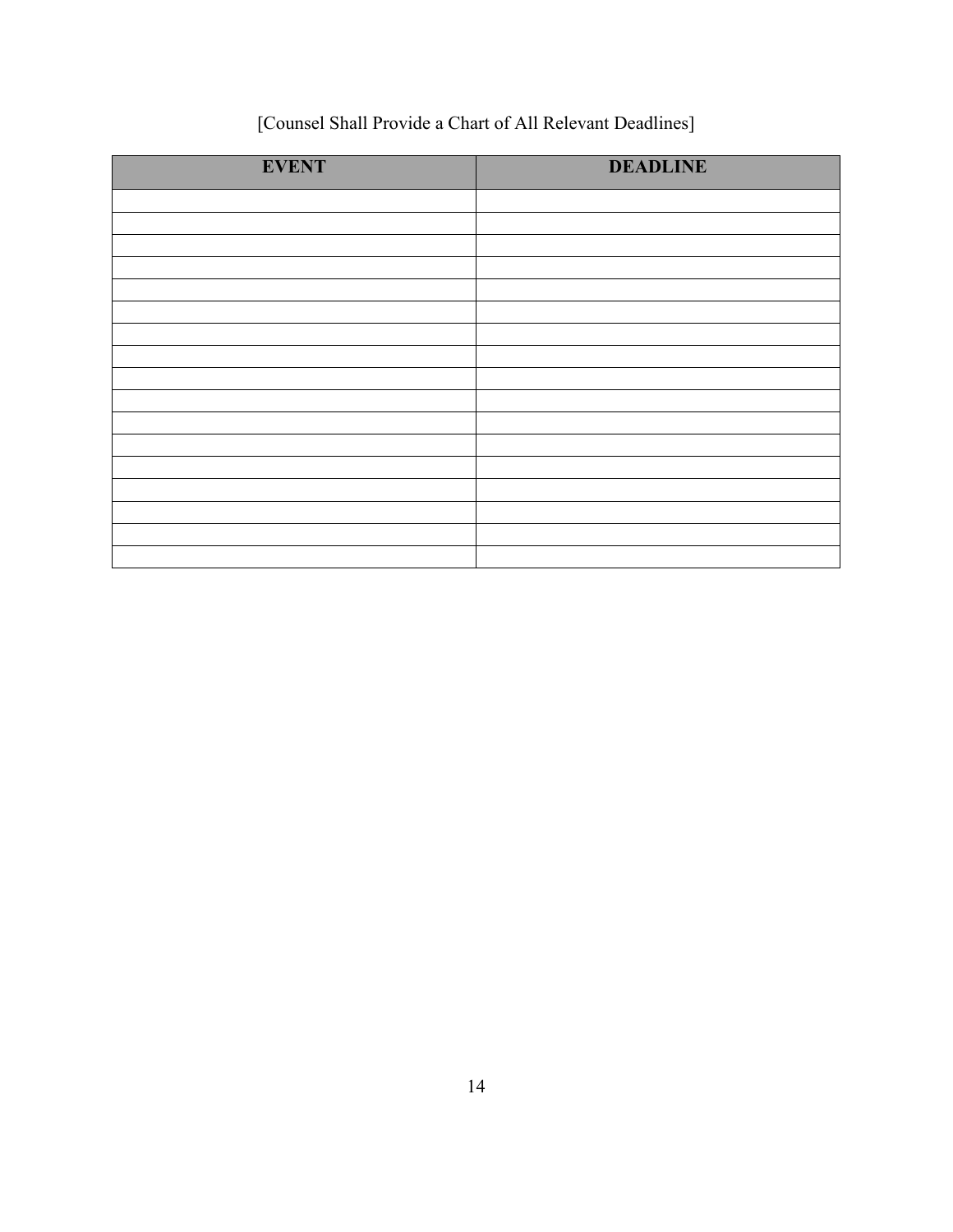[Counsel Shall Provide a Chart of All Relevant Deadlines]

| EVENT | DEADLINE |
| --- | --- |
| | |
| | |
| | |
| | |
| | |
| | |
| | |
| | |
| | |
| | |
| | |
| | |
| | |
| | |
| | |
| | |
| | |